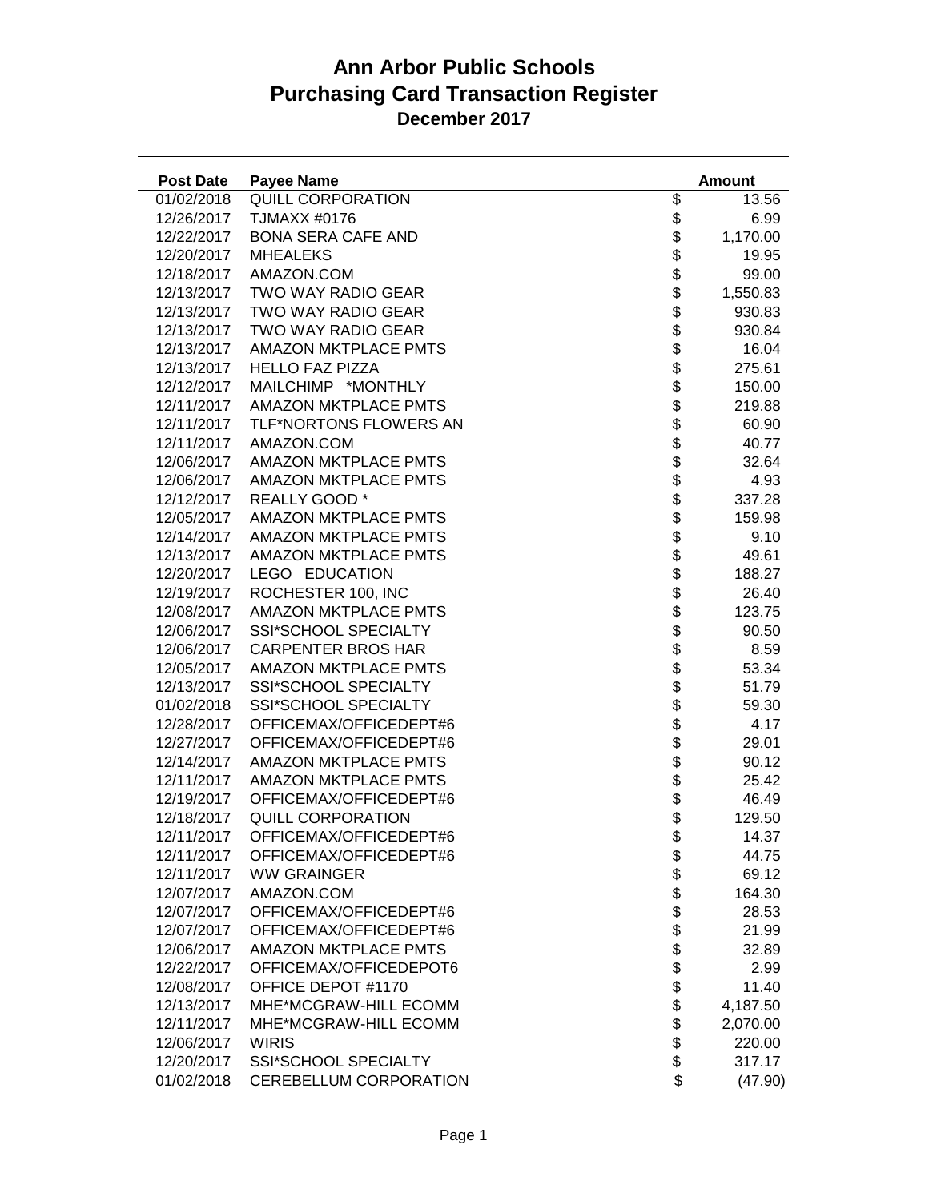# Ann Arbor Public Schools
# Purchasing Card Transaction Register
## December 2017

| Post Date | Payee Name | | Amount |
|---|---|---|---|
| 01/02/2018 | QUILL CORPORATION | $ | 13.56 |
| 12/26/2017 | TJMAXX #0176 | $ | 6.99 |
| 12/22/2017 | BONA SERA CAFE AND | $ | 1,170.00 |
| 12/20/2017 | MHEALEKS | $ | 19.95 |
| 12/18/2017 | AMAZON.COM | $ | 99.00 |
| 12/13/2017 | TWO WAY RADIO GEAR | $ | 1,550.83 |
| 12/13/2017 | TWO WAY RADIO GEAR | $ | 930.83 |
| 12/13/2017 | TWO WAY RADIO GEAR | $ | 930.84 |
| 12/13/2017 | AMAZON MKTPLACE PMTS | $ | 16.04 |
| 12/13/2017 | HELLO FAZ PIZZA | $ | 275.61 |
| 12/12/2017 | MAILCHIMP *MONTHLY | $ | 150.00 |
| 12/11/2017 | AMAZON MKTPLACE PMTS | $ | 219.88 |
| 12/11/2017 | TLF*NORTONS FLOWERS AN | $ | 60.90 |
| 12/11/2017 | AMAZON.COM | $ | 40.77 |
| 12/06/2017 | AMAZON MKTPLACE PMTS | $ | 32.64 |
| 12/06/2017 | AMAZON MKTPLACE PMTS | $ | 4.93 |
| 12/12/2017 | REALLY GOOD * | $ | 337.28 |
| 12/05/2017 | AMAZON MKTPLACE PMTS | $ | 159.98 |
| 12/14/2017 | AMAZON MKTPLACE PMTS | $ | 9.10 |
| 12/13/2017 | AMAZON MKTPLACE PMTS | $ | 49.61 |
| 12/20/2017 | LEGO EDUCATION | $ | 188.27 |
| 12/19/2017 | ROCHESTER 100, INC | $ | 26.40 |
| 12/08/2017 | AMAZON MKTPLACE PMTS | $ | 123.75 |
| 12/06/2017 | SSI*SCHOOL SPECIALTY | $ | 90.50 |
| 12/06/2017 | CARPENTER BROS HAR | $ | 8.59 |
| 12/05/2017 | AMAZON MKTPLACE PMTS | $ | 53.34 |
| 12/13/2017 | SSI*SCHOOL SPECIALTY | $ | 51.79 |
| 01/02/2018 | SSI*SCHOOL SPECIALTY | $ | 59.30 |
| 12/28/2017 | OFFICEMAX/OFFICEDEPT#6 | $ | 4.17 |
| 12/27/2017 | OFFICEMAX/OFFICEDEPT#6 | $ | 29.01 |
| 12/14/2017 | AMAZON MKTPLACE PMTS | $ | 90.12 |
| 12/11/2017 | AMAZON MKTPLACE PMTS | $ | 25.42 |
| 12/19/2017 | OFFICEMAX/OFFICEDEPT#6 | $ | 46.49 |
| 12/18/2017 | QUILL CORPORATION | $ | 129.50 |
| 12/11/2017 | OFFICEMAX/OFFICEDEPT#6 | $ | 14.37 |
| 12/11/2017 | OFFICEMAX/OFFICEDEPT#6 | $ | 44.75 |
| 12/11/2017 | WW GRAINGER | $ | 69.12 |
| 12/07/2017 | AMAZON.COM | $ | 164.30 |
| 12/07/2017 | OFFICEMAX/OFFICEDEPT#6 | $ | 28.53 |
| 12/07/2017 | OFFICEMAX/OFFICEDEPT#6 | $ | 21.99 |
| 12/06/2017 | AMAZON MKTPLACE PMTS | $ | 32.89 |
| 12/22/2017 | OFFICEMAX/OFFICEDEPOT6 | $ | 2.99 |
| 12/08/2017 | OFFICE DEPOT #1170 | $ | 11.40 |
| 12/13/2017 | MHE*MCGRAW-HILL ECOMM | $ | 4,187.50 |
| 12/11/2017 | MHE*MCGRAW-HILL ECOMM | $ | 2,070.00 |
| 12/06/2017 | WIRIS | $ | 220.00 |
| 12/20/2017 | SSI*SCHOOL SPECIALTY | $ | 317.17 |
| 01/02/2018 | CEREBELLUM CORPORATION | $ | (47.90) |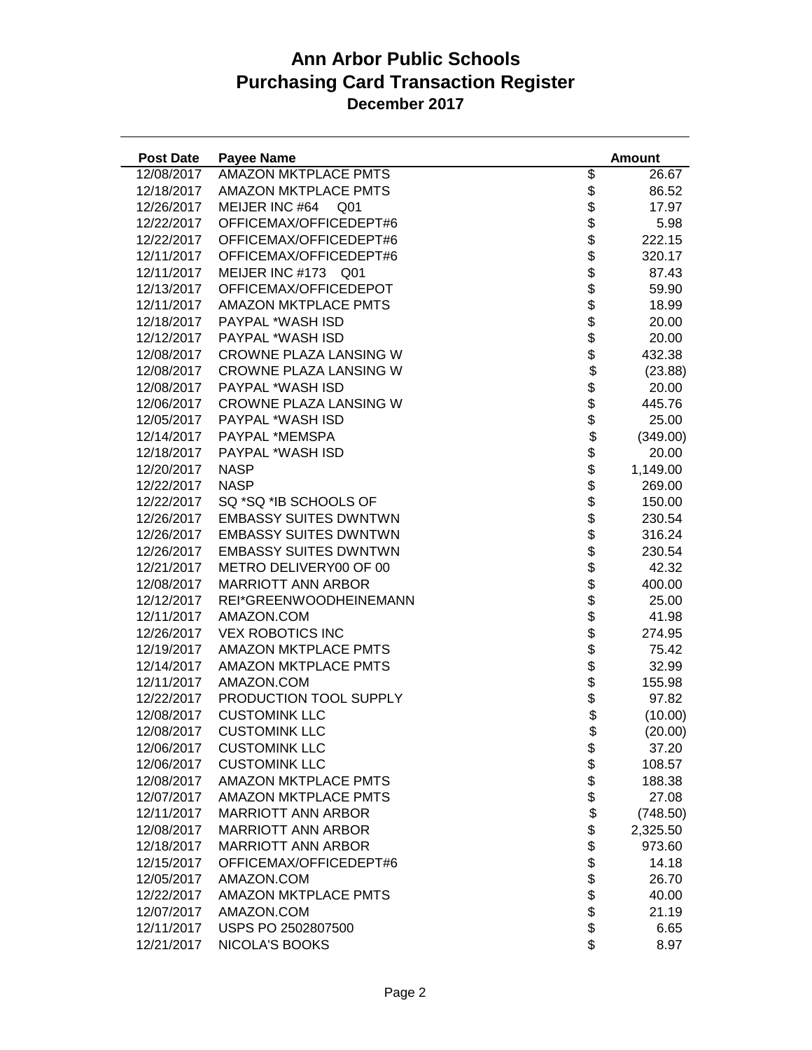# Ann Arbor Public Schools
# Purchasing Card Transaction Register
### December 2017

| Post Date | Payee Name | | Amount |
|---|---|---|---|
| 12/08/2017 | AMAZON MKTPLACE PMTS | $ | 26.67 |
| 12/18/2017 | AMAZON MKTPLACE PMTS | $ | 86.52 |
| 12/26/2017 | MEIJER INC #64 Q01 | $ | 17.97 |
| 12/22/2017 | OFFICEMAX/OFFICEDEPT#6 | $ | 5.98 |
| 12/22/2017 | OFFICEMAX/OFFICEDEPT#6 | $ | 222.15 |
| 12/11/2017 | OFFICEMAX/OFFICEDEPT#6 | $ | 320.17 |
| 12/11/2017 | MEIJER INC #173 Q01 | $ | 87.43 |
| 12/13/2017 | OFFICEMAX/OFFICEDEPOT | $ | 59.90 |
| 12/11/2017 | AMAZON MKTPLACE PMTS | $ | 18.99 |
| 12/18/2017 | PAYPAL *WASH ISD | $ | 20.00 |
| 12/12/2017 | PAYPAL *WASH ISD | $ | 20.00 |
| 12/08/2017 | CROWNE PLAZA LANSING W | $ | 432.38 |
| 12/08/2017 | CROWNE PLAZA LANSING W | $ | (23.88) |
| 12/08/2017 | PAYPAL *WASH ISD | $ | 20.00 |
| 12/06/2017 | CROWNE PLAZA LANSING W | $ | 445.76 |
| 12/05/2017 | PAYPAL *WASH ISD | $ | 25.00 |
| 12/14/2017 | PAYPAL *MEMSPA | $ | (349.00) |
| 12/18/2017 | PAYPAL *WASH ISD | $ | 20.00 |
| 12/20/2017 | NASP | $ | 1,149.00 |
| 12/22/2017 | NASP | $ | 269.00 |
| 12/22/2017 | SQ *SQ *IB SCHOOLS OF | $ | 150.00 |
| 12/26/2017 | EMBASSY SUITES DWNTWN | $ | 230.54 |
| 12/26/2017 | EMBASSY SUITES DWNTWN | $ | 316.24 |
| 12/26/2017 | EMBASSY SUITES DWNTWN | $ | 230.54 |
| 12/21/2017 | METRO DELIVERY00 OF 00 | $ | 42.32 |
| 12/08/2017 | MARRIOTT ANN ARBOR | $ | 400.00 |
| 12/12/2017 | REI*GREENWOODHEINEMANN | $ | 25.00 |
| 12/11/2017 | AMAZON.COM | $ | 41.98 |
| 12/26/2017 | VEX ROBOTICS INC | $ | 274.95 |
| 12/19/2017 | AMAZON MKTPLACE PMTS | $ | 75.42 |
| 12/14/2017 | AMAZON MKTPLACE PMTS | $ | 32.99 |
| 12/11/2017 | AMAZON.COM | $ | 155.98 |
| 12/22/2017 | PRODUCTION TOOL SUPPLY | $ | 97.82 |
| 12/08/2017 | CUSTOMINK LLC | $ | (10.00) |
| 12/08/2017 | CUSTOMINK LLC | $ | (20.00) |
| 12/06/2017 | CUSTOMINK LLC | $ | 37.20 |
| 12/06/2017 | CUSTOMINK LLC | $ | 108.57 |
| 12/08/2017 | AMAZON MKTPLACE PMTS | $ | 188.38 |
| 12/07/2017 | AMAZON MKTPLACE PMTS | $ | 27.08 |
| 12/11/2017 | MARRIOTT ANN ARBOR | $ | (748.50) |
| 12/08/2017 | MARRIOTT ANN ARBOR | $ | 2,325.50 |
| 12/18/2017 | MARRIOTT ANN ARBOR | $ | 973.60 |
| 12/15/2017 | OFFICEMAX/OFFICEDEPT#6 | $ | 14.18 |
| 12/05/2017 | AMAZON.COM | $ | 26.70 |
| 12/22/2017 | AMAZON MKTPLACE PMTS | $ | 40.00 |
| 12/07/2017 | AMAZON.COM | $ | 21.19 |
| 12/11/2017 | USPS PO 2502807500 | $ | 6.65 |
| 12/21/2017 | NICOLA'S BOOKS | $ | 8.97 |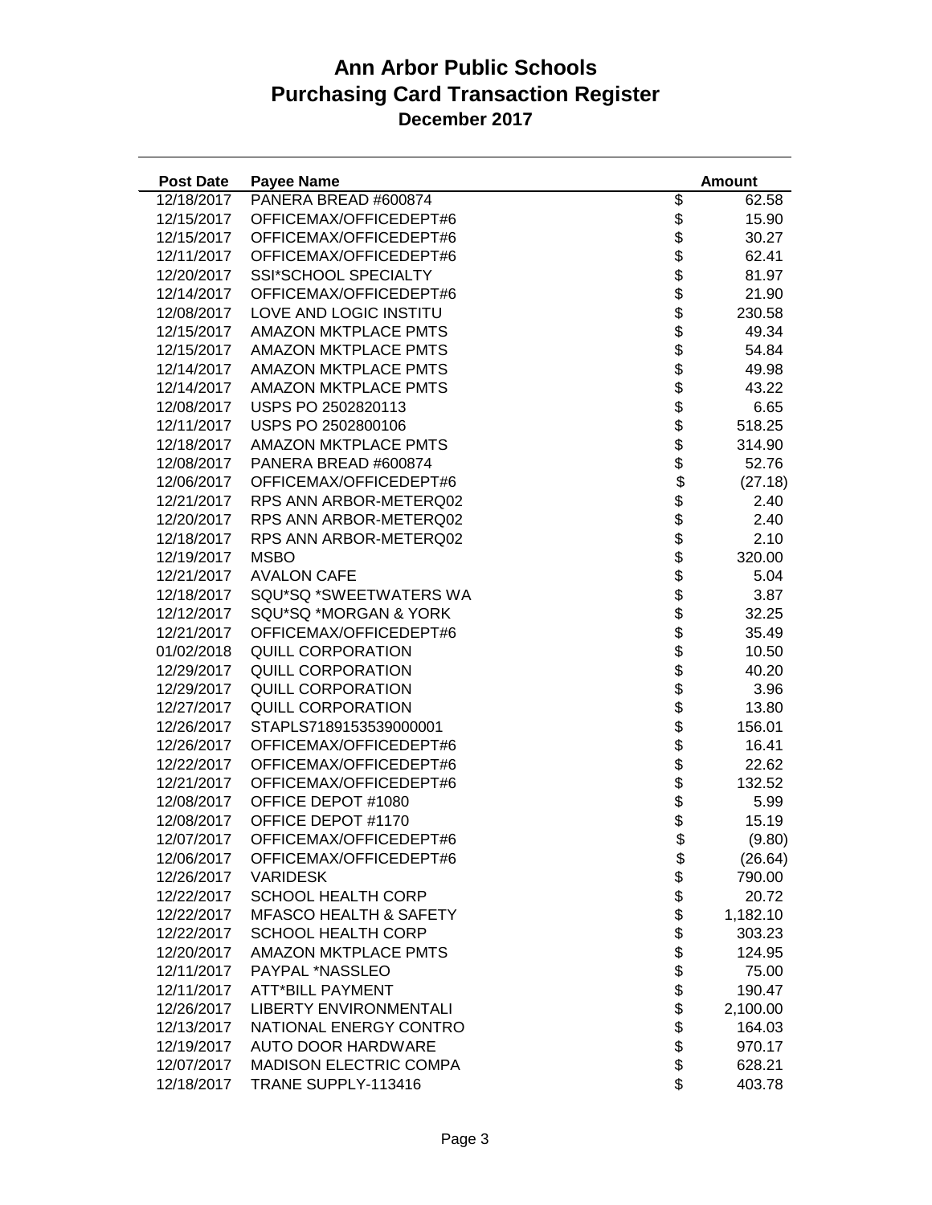# Ann Arbor Public Schools
# Purchasing Card Transaction Register
### December 2017

| Post Date | Payee Name | Amount |
|---|---|---|
| 12/18/2017 | PANERA BREAD #600874 | $ 62.58 |
| 12/15/2017 | OFFICEMAX/OFFICEDEPT#6 | $ 15.90 |
| 12/15/2017 | OFFICEMAX/OFFICEDEPT#6 | $ 30.27 |
| 12/11/2017 | OFFICEMAX/OFFICEDEPT#6 | $ 62.41 |
| 12/20/2017 | SSI*SCHOOL SPECIALTY | $ 81.97 |
| 12/14/2017 | OFFICEMAX/OFFICEDEPT#6 | $ 21.90 |
| 12/08/2017 | LOVE AND LOGIC INSTITU | $ 230.58 |
| 12/15/2017 | AMAZON MKTPLACE PMTS | $ 49.34 |
| 12/15/2017 | AMAZON MKTPLACE PMTS | $ 54.84 |
| 12/14/2017 | AMAZON MKTPLACE PMTS | $ 49.98 |
| 12/14/2017 | AMAZON MKTPLACE PMTS | $ 43.22 |
| 12/08/2017 | USPS PO 2502820113 | $ 6.65 |
| 12/11/2017 | USPS PO 2502800106 | $ 518.25 |
| 12/18/2017 | AMAZON MKTPLACE PMTS | $ 314.90 |
| 12/08/2017 | PANERA BREAD #600874 | $ 52.76 |
| 12/06/2017 | OFFICEMAX/OFFICEDEPT#6 | $ (27.18) |
| 12/21/2017 | RPS ANN ARBOR-METERQ02 | $ 2.40 |
| 12/20/2017 | RPS ANN ARBOR-METERQ02 | $ 2.40 |
| 12/18/2017 | RPS ANN ARBOR-METERQ02 | $ 2.10 |
| 12/19/2017 | MSBO | $ 320.00 |
| 12/21/2017 | AVALON CAFE | $ 5.04 |
| 12/18/2017 | SQU*SQ *SWEETWATERS WA | $ 3.87 |
| 12/12/2017 | SQU*SQ *MORGAN & YORK | $ 32.25 |
| 12/21/2017 | OFFICEMAX/OFFICEDEPT#6 | $ 35.49 |
| 01/02/2018 | QUILL CORPORATION | $ 10.50 |
| 12/29/2017 | QUILL CORPORATION | $ 40.20 |
| 12/29/2017 | QUILL CORPORATION | $ 3.96 |
| 12/27/2017 | QUILL CORPORATION | $ 13.80 |
| 12/26/2017 | STAPLS7189153539000001 | $ 156.01 |
| 12/26/2017 | OFFICEMAX/OFFICEDEPT#6 | $ 16.41 |
| 12/22/2017 | OFFICEMAX/OFFICEDEPT#6 | $ 22.62 |
| 12/21/2017 | OFFICEMAX/OFFICEDEPT#6 | $ 132.52 |
| 12/08/2017 | OFFICE DEPOT #1080 | $ 5.99 |
| 12/08/2017 | OFFICE DEPOT #1170 | $ 15.19 |
| 12/07/2017 | OFFICEMAX/OFFICEDEPT#6 | $ (9.80) |
| 12/06/2017 | OFFICEMAX/OFFICEDEPT#6 | $ (26.64) |
| 12/26/2017 | VARIDESK | $ 790.00 |
| 12/22/2017 | SCHOOL HEALTH CORP | $ 20.72 |
| 12/22/2017 | MFASCO HEALTH & SAFETY | $ 1,182.10 |
| 12/22/2017 | SCHOOL HEALTH CORP | $ 303.23 |
| 12/20/2017 | AMAZON MKTPLACE PMTS | $ 124.95 |
| 12/11/2017 | PAYPAL *NASSLEO | $ 75.00 |
| 12/11/2017 | ATT*BILL PAYMENT | $ 190.47 |
| 12/26/2017 | LIBERTY ENVIRONMENTALI | $ 2,100.00 |
| 12/13/2017 | NATIONAL ENERGY CONTRO | $ 164.03 |
| 12/19/2017 | AUTO DOOR HARDWARE | $ 970.17 |
| 12/07/2017 | MADISON ELECTRIC COMPA | $ 628.21 |
| 12/18/2017 | TRANE SUPPLY-113416 | $ 403.78 |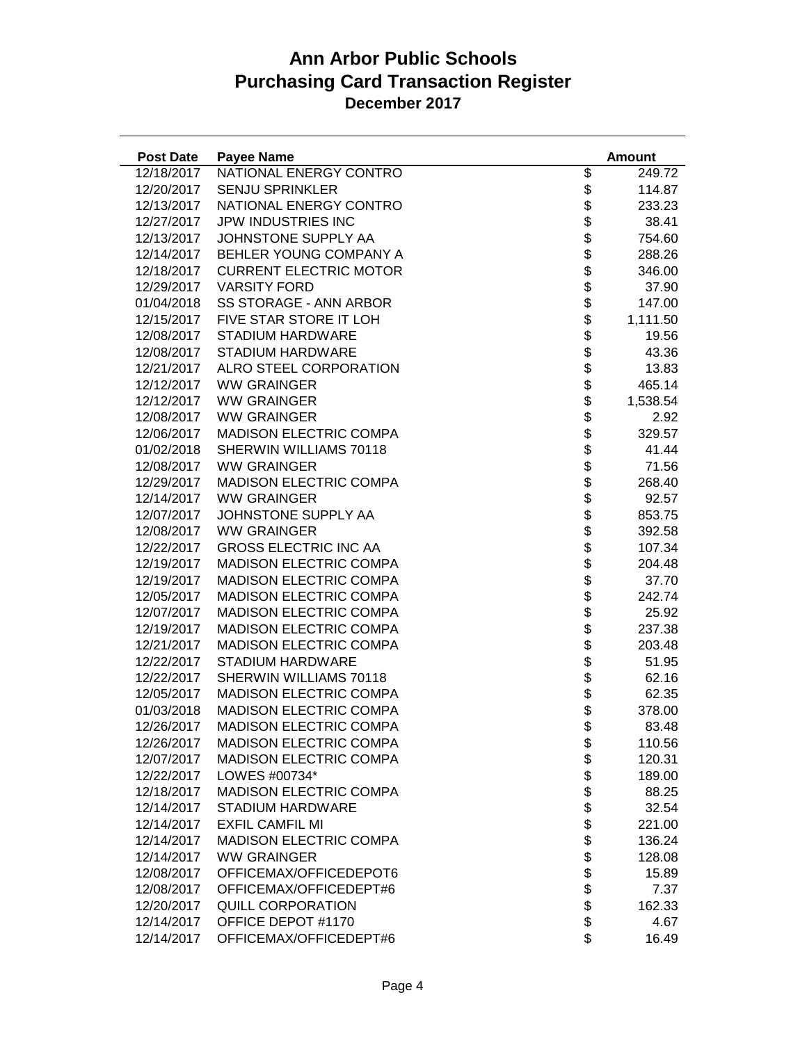# Ann Arbor Public Schools
# Purchasing Card Transaction Register
## December 2017

| Post Date | Payee Name | Amount |
|---|---|---|
| 12/18/2017 | NATIONAL ENERGY CONTRO | $ 249.72 |
| 12/20/2017 | SENJU SPRINKLER | $ 114.87 |
| 12/13/2017 | NATIONAL ENERGY CONTRO | $ 233.23 |
| 12/27/2017 | JPW INDUSTRIES INC | $ 38.41 |
| 12/13/2017 | JOHNSTONE SUPPLY AA | $ 754.60 |
| 12/14/2017 | BEHLER YOUNG COMPANY A | $ 288.26 |
| 12/18/2017 | CURRENT ELECTRIC MOTOR | $ 346.00 |
| 12/29/2017 | VARSITY FORD | $ 37.90 |
| 01/04/2018 | SS STORAGE - ANN ARBOR | $ 147.00 |
| 12/15/2017 | FIVE STAR STORE IT LOH | $ 1,111.50 |
| 12/08/2017 | STADIUM HARDWARE | $ 19.56 |
| 12/08/2017 | STADIUM HARDWARE | $ 43.36 |
| 12/21/2017 | ALRO STEEL CORPORATION | $ 13.83 |
| 12/12/2017 | WW GRAINGER | $ 465.14 |
| 12/12/2017 | WW GRAINGER | $ 1,538.54 |
| 12/08/2017 | WW GRAINGER | $ 2.92 |
| 12/06/2017 | MADISON ELECTRIC COMPA | $ 329.57 |
| 01/02/2018 | SHERWIN WILLIAMS 70118 | $ 41.44 |
| 12/08/2017 | WW GRAINGER | $ 71.56 |
| 12/29/2017 | MADISON ELECTRIC COMPA | $ 268.40 |
| 12/14/2017 | WW GRAINGER | $ 92.57 |
| 12/07/2017 | JOHNSTONE SUPPLY AA | $ 853.75 |
| 12/08/2017 | WW GRAINGER | $ 392.58 |
| 12/22/2017 | GROSS ELECTRIC INC AA | $ 107.34 |
| 12/19/2017 | MADISON ELECTRIC COMPA | $ 204.48 |
| 12/19/2017 | MADISON ELECTRIC COMPA | $ 37.70 |
| 12/05/2017 | MADISON ELECTRIC COMPA | $ 242.74 |
| 12/07/2017 | MADISON ELECTRIC COMPA | $ 25.92 |
| 12/19/2017 | MADISON ELECTRIC COMPA | $ 237.38 |
| 12/21/2017 | MADISON ELECTRIC COMPA | $ 203.48 |
| 12/22/2017 | STADIUM HARDWARE | $ 51.95 |
| 12/22/2017 | SHERWIN WILLIAMS 70118 | $ 62.16 |
| 12/05/2017 | MADISON ELECTRIC COMPA | $ 62.35 |
| 01/03/2018 | MADISON ELECTRIC COMPA | $ 378.00 |
| 12/26/2017 | MADISON ELECTRIC COMPA | $ 83.48 |
| 12/26/2017 | MADISON ELECTRIC COMPA | $ 110.56 |
| 12/07/2017 | MADISON ELECTRIC COMPA | $ 120.31 |
| 12/22/2017 | LOWES #00734* | $ 189.00 |
| 12/18/2017 | MADISON ELECTRIC COMPA | $ 88.25 |
| 12/14/2017 | STADIUM HARDWARE | $ 32.54 |
| 12/14/2017 | EXFIL CAMFIL MI | $ 221.00 |
| 12/14/2017 | MADISON ELECTRIC COMPA | $ 136.24 |
| 12/14/2017 | WW GRAINGER | $ 128.08 |
| 12/08/2017 | OFFICEMAX/OFFICEDEPOT6 | $ 15.89 |
| 12/08/2017 | OFFICEMAX/OFFICEDEPT#6 | $ 7.37 |
| 12/20/2017 | QUILL CORPORATION | $ 162.33 |
| 12/14/2017 | OFFICE DEPOT #1170 | $ 4.67 |
| 12/14/2017 | OFFICEMAX/OFFICEDEPT#6 | $ 16.49 |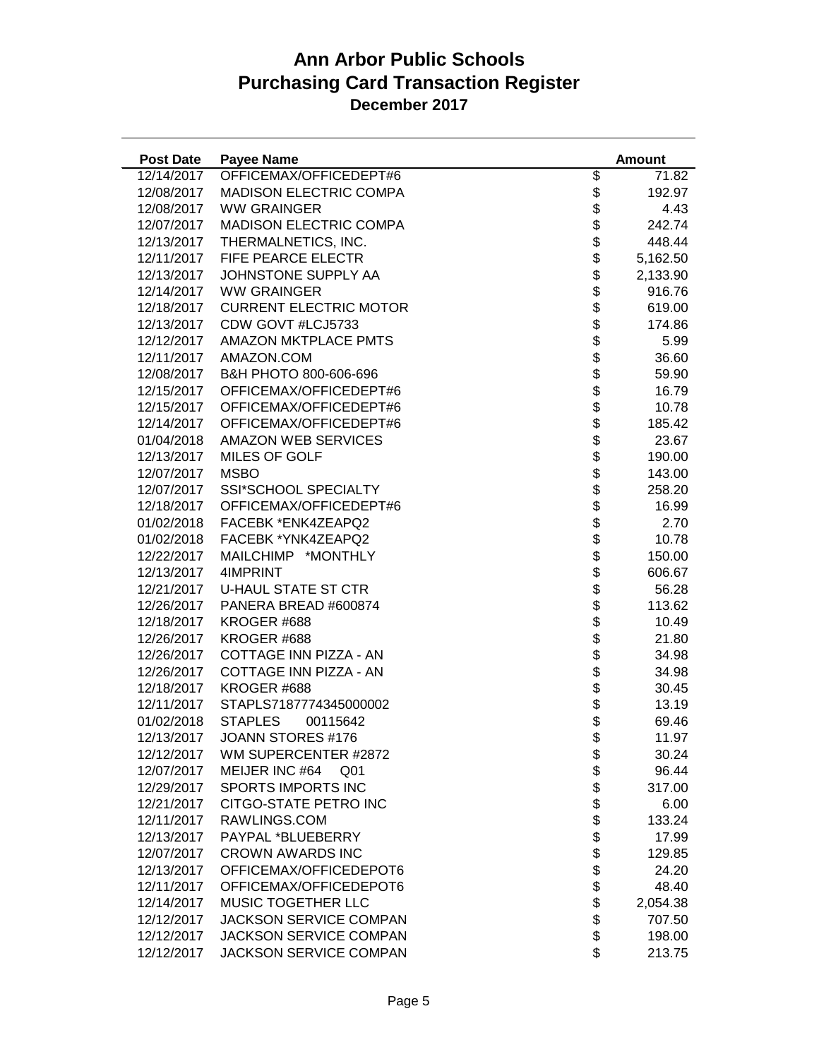# Ann Arbor Public Schools
## Purchasing Card Transaction Register
### December 2017

| Post Date | Payee Name | Amount |
|---|---|---|
| 12/14/2017 | OFFICEMAX/OFFICEDEPT#6 | $ 71.82 |
| 12/08/2017 | MADISON ELECTRIC COMPA | $ 192.97 |
| 12/08/2017 | WW GRAINGER | $ 4.43 |
| 12/07/2017 | MADISON ELECTRIC COMPA | $ 242.74 |
| 12/13/2017 | THERMALNETICS, INC. | $ 448.44 |
| 12/11/2017 | FIFE PEARCE ELECTR | $ 5,162.50 |
| 12/13/2017 | JOHNSTONE SUPPLY AA | $ 2,133.90 |
| 12/14/2017 | WW GRAINGER | $ 916.76 |
| 12/18/2017 | CURRENT ELECTRIC MOTOR | $ 619.00 |
| 12/13/2017 | CDW GOVT #LCJ5733 | $ 174.86 |
| 12/12/2017 | AMAZON MKTPLACE PMTS | $ 5.99 |
| 12/11/2017 | AMAZON.COM | $ 36.60 |
| 12/08/2017 | B&H PHOTO 800-606-696 | $ 59.90 |
| 12/15/2017 | OFFICEMAX/OFFICEDEPT#6 | $ 16.79 |
| 12/15/2017 | OFFICEMAX/OFFICEDEPT#6 | $ 10.78 |
| 12/14/2017 | OFFICEMAX/OFFICEDEPT#6 | $ 185.42 |
| 01/04/2018 | AMAZON WEB SERVICES | $ 23.67 |
| 12/13/2017 | MILES OF GOLF | $ 190.00 |
| 12/07/2017 | MSBO | $ 143.00 |
| 12/07/2017 | SSI*SCHOOL SPECIALTY | $ 258.20 |
| 12/18/2017 | OFFICEMAX/OFFICEDEPT#6 | $ 16.99 |
| 01/02/2018 | FACEBK *ENK4ZEAPQ2 | $ 2.70 |
| 01/02/2018 | FACEBK *YNK4ZEAPQ2 | $ 10.78 |
| 12/22/2017 | MAILCHIMP *MONTHLY | $ 150.00 |
| 12/13/2017 | 4IMPRINT | $ 606.67 |
| 12/21/2017 | U-HAUL STATE ST CTR | $ 56.28 |
| 12/26/2017 | PANERA BREAD #600874 | $ 113.62 |
| 12/18/2017 | KROGER #688 | $ 10.49 |
| 12/26/2017 | KROGER #688 | $ 21.80 |
| 12/26/2017 | COTTAGE INN PIZZA - AN | $ 34.98 |
| 12/26/2017 | COTTAGE INN PIZZA - AN | $ 34.98 |
| 12/18/2017 | KROGER #688 | $ 30.45 |
| 12/11/2017 | STAPLS7187774345000002 | $ 13.19 |
| 01/02/2018 | STAPLES 00115642 | $ 69.46 |
| 12/13/2017 | JOANN STORES #176 | $ 11.97 |
| 12/12/2017 | WM SUPERCENTER #2872 | $ 30.24 |
| 12/07/2017 | MEIJER INC #64 Q01 | $ 96.44 |
| 12/29/2017 | SPORTS IMPORTS INC | $ 317.00 |
| 12/21/2017 | CITGO-STATE PETRO INC | $ 6.00 |
| 12/11/2017 | RAWLINGS.COM | $ 133.24 |
| 12/13/2017 | PAYPAL *BLUEBERRY | $ 17.99 |
| 12/07/2017 | CROWN AWARDS INC | $ 129.85 |
| 12/13/2017 | OFFICEMAX/OFFICEDEPOT6 | $ 24.20 |
| 12/11/2017 | OFFICEMAX/OFFICEDEPOT6 | $ 48.40 |
| 12/14/2017 | MUSIC TOGETHER LLC | $ 2,054.38 |
| 12/12/2017 | JACKSON SERVICE COMPAN | $ 707.50 |
| 12/12/2017 | JACKSON SERVICE COMPAN | $ 198.00 |
| 12/12/2017 | JACKSON SERVICE COMPAN | $ 213.75 |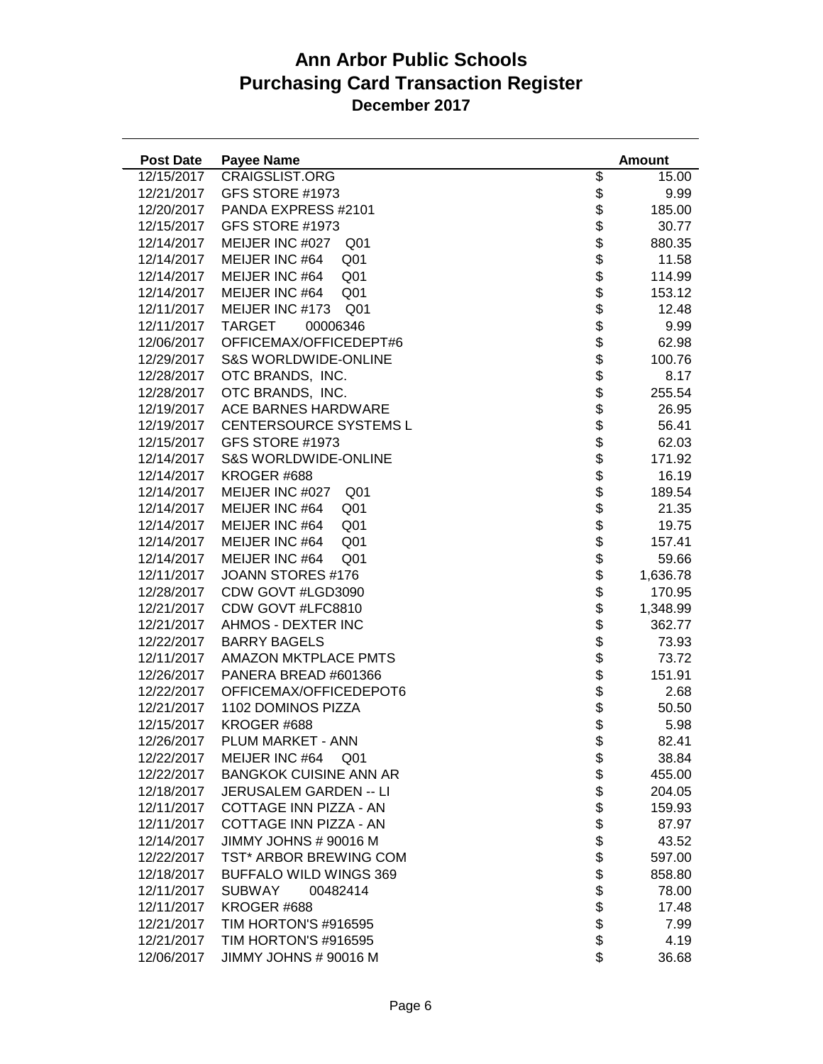# Ann Arbor Public Schools
## Purchasing Card Transaction Register
### December 2017

| Post Date | Payee Name | | Amount |
|---|---|---|---|
| 12/15/2017 | CRAIGSLIST.ORG | $ | 15.00 |
| 12/21/2017 | GFS STORE #1973 | $ | 9.99 |
| 12/20/2017 | PANDA EXPRESS #2101 | $ | 185.00 |
| 12/15/2017 | GFS STORE #1973 | $ | 30.77 |
| 12/14/2017 | MEIJER INC #027 Q01 | $ | 880.35 |
| 12/14/2017 | MEIJER INC #64 Q01 | $ | 11.58 |
| 12/14/2017 | MEIJER INC #64 Q01 | $ | 114.99 |
| 12/14/2017 | MEIJER INC #64 Q01 | $ | 153.12 |
| 12/11/2017 | MEIJER INC #173 Q01 | $ | 12.48 |
| 12/11/2017 | TARGET 00006346 | $ | 9.99 |
| 12/06/2017 | OFFICEMAX/OFFICEDEPT#6 | $ | 62.98 |
| 12/29/2017 | S&S WORLDWIDE-ONLINE | $ | 100.76 |
| 12/28/2017 | OTC BRANDS, INC. | $ | 8.17 |
| 12/28/2017 | OTC BRANDS, INC. | $ | 255.54 |
| 12/19/2017 | ACE BARNES HARDWARE | $ | 26.95 |
| 12/19/2017 | CENTERSOURCE SYSTEMS L | $ | 56.41 |
| 12/15/2017 | GFS STORE #1973 | $ | 62.03 |
| 12/14/2017 | S&S WORLDWIDE-ONLINE | $ | 171.92 |
| 12/14/2017 | KROGER #688 | $ | 16.19 |
| 12/14/2017 | MEIJER INC #027 Q01 | $ | 189.54 |
| 12/14/2017 | MEIJER INC #64 Q01 | $ | 21.35 |
| 12/14/2017 | MEIJER INC #64 Q01 | $ | 19.75 |
| 12/14/2017 | MEIJER INC #64 Q01 | $ | 157.41 |
| 12/14/2017 | MEIJER INC #64 Q01 | $ | 59.66 |
| 12/11/2017 | JOANN STORES #176 | $ | 1,636.78 |
| 12/28/2017 | CDW GOVT #LGD3090 | $ | 170.95 |
| 12/21/2017 | CDW GOVT #LFC8810 | $ | 1,348.99 |
| 12/21/2017 | AHMOS - DEXTER INC | $ | 362.77 |
| 12/22/2017 | BARRY BAGELS | $ | 73.93 |
| 12/11/2017 | AMAZON MKTPLACE PMTS | $ | 73.72 |
| 12/26/2017 | PANERA BREAD #601366 | $ | 151.91 |
| 12/22/2017 | OFFICEMAX/OFFICEDEPOT6 | $ | 2.68 |
| 12/21/2017 | 1102 DOMINOS PIZZA | $ | 50.50 |
| 12/15/2017 | KROGER #688 | $ | 5.98 |
| 12/26/2017 | PLUM MARKET - ANN | $ | 82.41 |
| 12/22/2017 | MEIJER INC #64 Q01 | $ | 38.84 |
| 12/22/2017 | BANGKOK CUISINE ANN AR | $ | 455.00 |
| 12/18/2017 | JERUSALEM GARDEN -- LI | $ | 204.05 |
| 12/11/2017 | COTTAGE INN PIZZA - AN | $ | 159.93 |
| 12/11/2017 | COTTAGE INN PIZZA - AN | $ | 87.97 |
| 12/14/2017 | JIMMY JOHNS # 90016 M | $ | 43.52 |
| 12/22/2017 | TST* ARBOR BREWING COM | $ | 597.00 |
| 12/18/2017 | BUFFALO WILD WINGS 369 | $ | 858.80 |
| 12/11/2017 | SUBWAY 00482414 | $ | 78.00 |
| 12/11/2017 | KROGER #688 | $ | 17.48 |
| 12/21/2017 | TIM HORTON'S #916595 | $ | 7.99 |
| 12/21/2017 | TIM HORTON'S #916595 | $ | 4.19 |
| 12/06/2017 | JIMMY JOHNS # 90016 M | $ | 36.68 |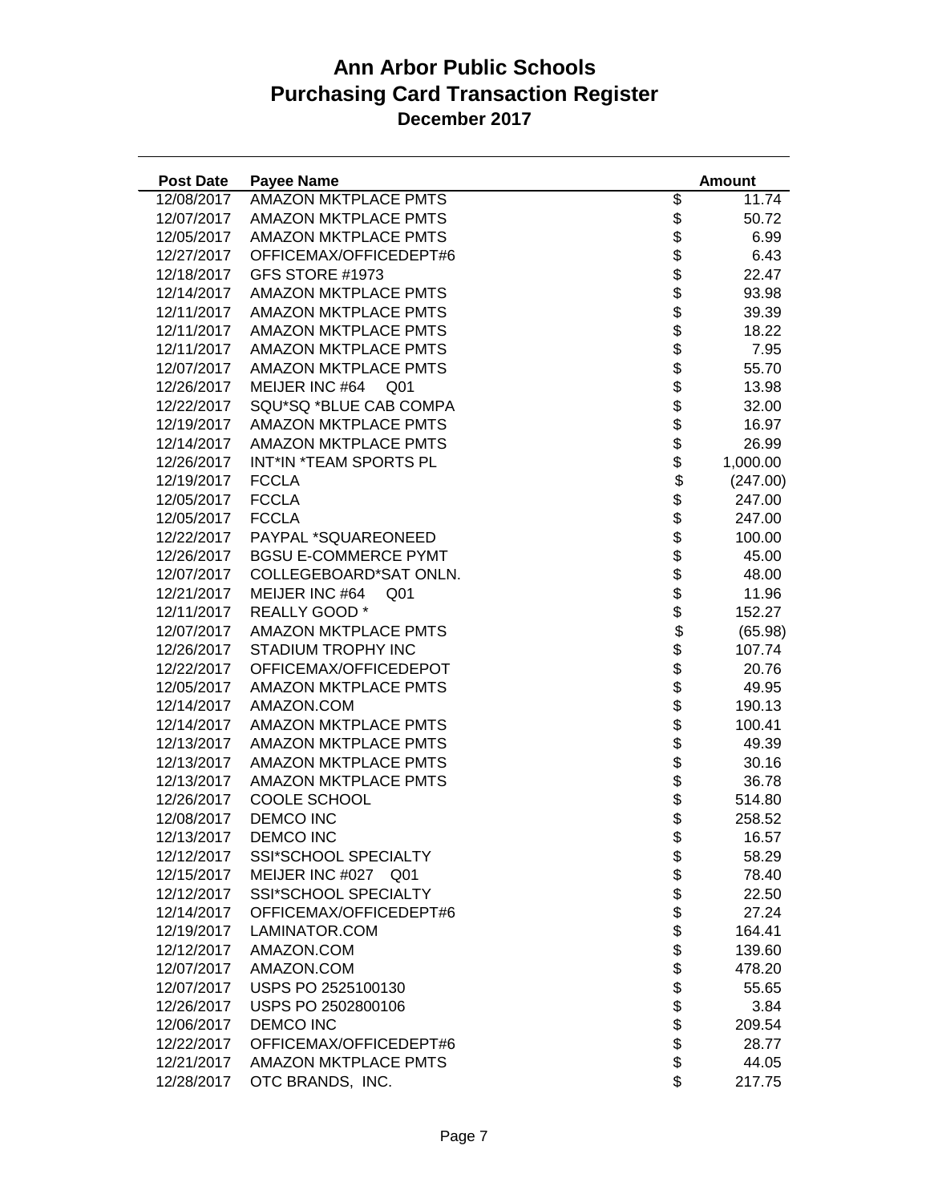# Ann Arbor Public Schools
# Purchasing Card Transaction Register
### December 2017

| Post Date | Payee Name | Amount |
|---|---|---|
| 12/08/2017 | AMAZON MKTPLACE PMTS | $ 11.74 |
| 12/07/2017 | AMAZON MKTPLACE PMTS | $ 50.72 |
| 12/05/2017 | AMAZON MKTPLACE PMTS | $ 6.99 |
| 12/27/2017 | OFFICEMAX/OFFICEDEPT#6 | $ 6.43 |
| 12/18/2017 | GFS STORE #1973 | $ 22.47 |
| 12/14/2017 | AMAZON MKTPLACE PMTS | $ 93.98 |
| 12/11/2017 | AMAZON MKTPLACE PMTS | $ 39.39 |
| 12/11/2017 | AMAZON MKTPLACE PMTS | $ 18.22 |
| 12/11/2017 | AMAZON MKTPLACE PMTS | $ 7.95 |
| 12/07/2017 | AMAZON MKTPLACE PMTS | $ 55.70 |
| 12/26/2017 | MEIJER INC #64 Q01 | $ 13.98 |
| 12/22/2017 | SQU*SQ *BLUE CAB COMPA | $ 32.00 |
| 12/19/2017 | AMAZON MKTPLACE PMTS | $ 16.97 |
| 12/14/2017 | AMAZON MKTPLACE PMTS | $ 26.99 |
| 12/26/2017 | INT*IN *TEAM SPORTS PL | $ 1,000.00 |
| 12/19/2017 | FCCLA | $ (247.00) |
| 12/05/2017 | FCCLA | $ 247.00 |
| 12/05/2017 | FCCLA | $ 247.00 |
| 12/22/2017 | PAYPAL *SQUAREONEED | $ 100.00 |
| 12/26/2017 | BGSU E-COMMERCE PYMT | $ 45.00 |
| 12/07/2017 | COLLEGEBOARD*SAT ONLN. | $ 48.00 |
| 12/21/2017 | MEIJER INC #64 Q01 | $ 11.96 |
| 12/11/2017 | REALLY GOOD * | $ 152.27 |
| 12/07/2017 | AMAZON MKTPLACE PMTS | $ (65.98) |
| 12/26/2017 | STADIUM TROPHY INC | $ 107.74 |
| 12/22/2017 | OFFICEMAX/OFFICEDEPOT | $ 20.76 |
| 12/05/2017 | AMAZON MKTPLACE PMTS | $ 49.95 |
| 12/14/2017 | AMAZON.COM | $ 190.13 |
| 12/14/2017 | AMAZON MKTPLACE PMTS | $ 100.41 |
| 12/13/2017 | AMAZON MKTPLACE PMTS | $ 49.39 |
| 12/13/2017 | AMAZON MKTPLACE PMTS | $ 30.16 |
| 12/13/2017 | AMAZON MKTPLACE PMTS | $ 36.78 |
| 12/26/2017 | COOLE SCHOOL | $ 514.80 |
| 12/08/2017 | DEMCO INC | $ 258.52 |
| 12/13/2017 | DEMCO INC | $ 16.57 |
| 12/12/2017 | SSI*SCHOOL SPECIALTY | $ 58.29 |
| 12/15/2017 | MEIJER INC #027 Q01 | $ 78.40 |
| 12/12/2017 | SSI*SCHOOL SPECIALTY | $ 22.50 |
| 12/14/2017 | OFFICEMAX/OFFICEDEPT#6 | $ 27.24 |
| 12/19/2017 | LAMINATOR.COM | $ 164.41 |
| 12/12/2017 | AMAZON.COM | $ 139.60 |
| 12/07/2017 | AMAZON.COM | $ 478.20 |
| 12/07/2017 | USPS PO 2525100130 | $ 55.65 |
| 12/26/2017 | USPS PO 2502800106 | $ 3.84 |
| 12/06/2017 | DEMCO INC | $ 209.54 |
| 12/22/2017 | OFFICEMAX/OFFICEDEPT#6 | $ 28.77 |
| 12/21/2017 | AMAZON MKTPLACE PMTS | $ 44.05 |
| 12/28/2017 | OTC BRANDS, INC. | $ 217.75 |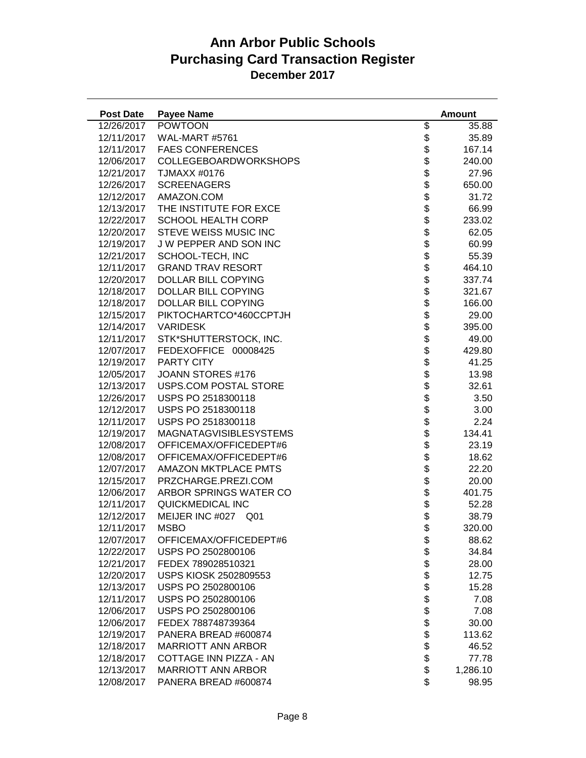# Ann Arbor Public Schools
# Purchasing Card Transaction Register
### December 2017

| Post Date | Payee Name | Amount |
|---|---|---|
| 12/26/2017 | POWTOON | $ 35.88 |
| 12/11/2017 | WAL-MART #5761 | $ 35.89 |
| 12/11/2017 | FAES CONFERENCES | $ 167.14 |
| 12/06/2017 | COLLEGEBOARDWORKSHOPS | $ 240.00 |
| 12/21/2017 | TJMAXX #0176 | $ 27.96 |
| 12/26/2017 | SCREENAGERS | $ 650.00 |
| 12/12/2017 | AMAZON.COM | $ 31.72 |
| 12/13/2017 | THE INSTITUTE FOR EXCE | $ 66.99 |
| 12/22/2017 | SCHOOL HEALTH CORP | $ 233.02 |
| 12/20/2017 | STEVE WEISS MUSIC INC | $ 62.05 |
| 12/19/2017 | J W PEPPER AND SON INC | $ 60.99 |
| 12/21/2017 | SCHOOL-TECH, INC | $ 55.39 |
| 12/11/2017 | GRAND TRAV RESORT | $ 464.10 |
| 12/20/2017 | DOLLAR BILL COPYING | $ 337.74 |
| 12/18/2017 | DOLLAR BILL COPYING | $ 321.67 |
| 12/18/2017 | DOLLAR BILL COPYING | $ 166.00 |
| 12/15/2017 | PIKTOCHARTCO*460CCPTJH | $ 29.00 |
| 12/14/2017 | VARIDESK | $ 395.00 |
| 12/11/2017 | STK*SHUTTERSTOCK, INC. | $ 49.00 |
| 12/07/2017 | FEDEXOFFICE 00008425 | $ 429.80 |
| 12/19/2017 | PARTY CITY | $ 41.25 |
| 12/05/2017 | JOANN STORES #176 | $ 13.98 |
| 12/13/2017 | USPS.COM POSTAL STORE | $ 32.61 |
| 12/26/2017 | USPS PO 2518300118 | $ 3.50 |
| 12/12/2017 | USPS PO 2518300118 | $ 3.00 |
| 12/11/2017 | USPS PO 2518300118 | $ 2.24 |
| 12/19/2017 | MAGNATAGVISIBLESYSTEMS | $ 134.41 |
| 12/08/2017 | OFFICEMAX/OFFICEDEPT#6 | $ 23.19 |
| 12/08/2017 | OFFICEMAX/OFFICEDEPT#6 | $ 18.62 |
| 12/07/2017 | AMAZON MKTPLACE PMTS | $ 22.20 |
| 12/15/2017 | PRZCHARGE.PREZI.COM | $ 20.00 |
| 12/06/2017 | ARBOR SPRINGS WATER CO | $ 401.75 |
| 12/11/2017 | QUICKMEDICAL INC | $ 52.28 |
| 12/12/2017 | MEIJER INC #027 Q01 | $ 38.79 |
| 12/11/2017 | MSBO | $ 320.00 |
| 12/07/2017 | OFFICEMAX/OFFICEDEPT#6 | $ 88.62 |
| 12/22/2017 | USPS PO 2502800106 | $ 34.84 |
| 12/21/2017 | FEDEX 789028510321 | $ 28.00 |
| 12/20/2017 | USPS KIOSK 2502809553 | $ 12.75 |
| 12/13/2017 | USPS PO 2502800106 | $ 15.28 |
| 12/11/2017 | USPS PO 2502800106 | $ 7.08 |
| 12/06/2017 | USPS PO 2502800106 | $ 7.08 |
| 12/06/2017 | FEDEX 788748739364 | $ 30.00 |
| 12/19/2017 | PANERA BREAD #600874 | $ 113.62 |
| 12/18/2017 | MARRIOTT ANN ARBOR | $ 46.52 |
| 12/18/2017 | COTTAGE INN PIZZA - AN | $ 77.78 |
| 12/13/2017 | MARRIOTT ANN ARBOR | $ 1,286.10 |
| 12/08/2017 | PANERA BREAD #600874 | $ 98.95 |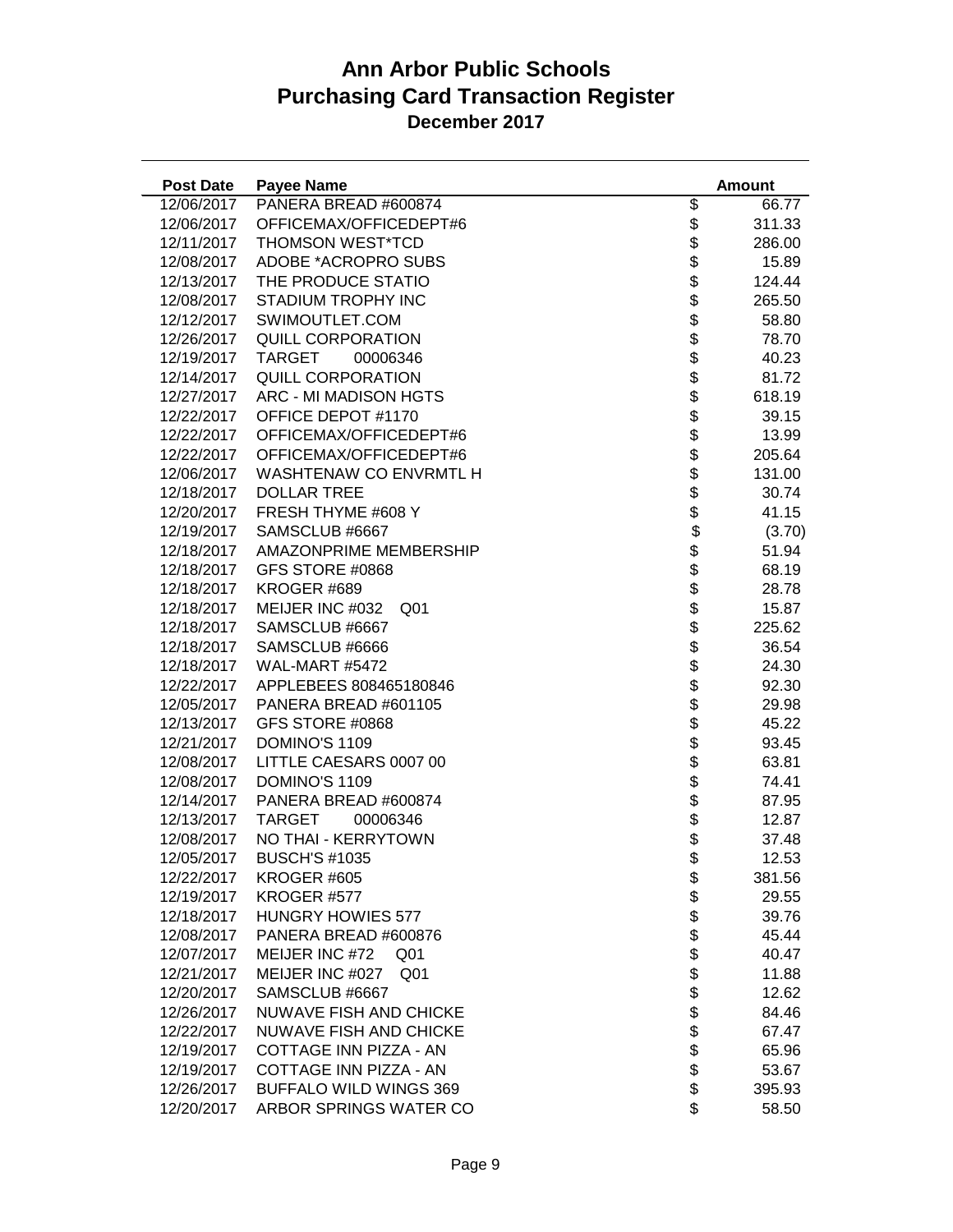# Ann Arbor Public Schools
# Purchasing Card Transaction Register
## December 2017

| Post Date | Payee Name | Amount |
|---|---|---|
| 12/06/2017 | PANERA BREAD #600874 | $ 66.77 |
| 12/06/2017 | OFFICEMAX/OFFICEDEPT#6 | $ 311.33 |
| 12/11/2017 | THOMSON WEST*TCD | $ 286.00 |
| 12/08/2017 | ADOBE *ACROPRO SUBS | $ 15.89 |
| 12/13/2017 | THE PRODUCE STATIO | $ 124.44 |
| 12/08/2017 | STADIUM TROPHY INC | $ 265.50 |
| 12/12/2017 | SWIMOUTLET.COM | $ 58.80 |
| 12/26/2017 | QUILL CORPORATION | $ 78.70 |
| 12/19/2017 | TARGET 00006346 | $ 40.23 |
| 12/14/2017 | QUILL CORPORATION | $ 81.72 |
| 12/27/2017 | ARC - MI MADISON HGTS | $ 618.19 |
| 12/22/2017 | OFFICE DEPOT #1170 | $ 39.15 |
| 12/22/2017 | OFFICEMAX/OFFICEDEPT#6 | $ 13.99 |
| 12/22/2017 | OFFICEMAX/OFFICEDEPT#6 | $ 205.64 |
| 12/06/2017 | WASHTENAW CO ENVRMTL H | $ 131.00 |
| 12/18/2017 | DOLLAR TREE | $ 30.74 |
| 12/20/2017 | FRESH THYME #608 Y | $ 41.15 |
| 12/19/2017 | SAMSCLUB #6667 | $ (3.70) |
| 12/18/2017 | AMAZONPRIME MEMBERSHIP | $ 51.94 |
| 12/18/2017 | GFS STORE #0868 | $ 68.19 |
| 12/18/2017 | KROGER #689 | $ 28.78 |
| 12/18/2017 | MEIJER INC #032 Q01 | $ 15.87 |
| 12/18/2017 | SAMSCLUB #6667 | $ 225.62 |
| 12/18/2017 | SAMSCLUB #6666 | $ 36.54 |
| 12/18/2017 | WAL-MART #5472 | $ 24.30 |
| 12/22/2017 | APPLEBEES 808465180846 | $ 92.30 |
| 12/05/2017 | PANERA BREAD #601105 | $ 29.98 |
| 12/13/2017 | GFS STORE #0868 | $ 45.22 |
| 12/21/2017 | DOMINO'S 1109 | $ 93.45 |
| 12/08/2017 | LITTLE CAESARS 0007 00 | $ 63.81 |
| 12/08/2017 | DOMINO'S 1109 | $ 74.41 |
| 12/14/2017 | PANERA BREAD #600874 | $ 87.95 |
| 12/13/2017 | TARGET 00006346 | $ 12.87 |
| 12/08/2017 | NO THAI - KERRYTOWN | $ 37.48 |
| 12/05/2017 | BUSCH'S #1035 | $ 12.53 |
| 12/22/2017 | KROGER #605 | $ 381.56 |
| 12/19/2017 | KROGER #577 | $ 29.55 |
| 12/18/2017 | HUNGRY HOWIES 577 | $ 39.76 |
| 12/08/2017 | PANERA BREAD #600876 | $ 45.44 |
| 12/07/2017 | MEIJER INC #72 Q01 | $ 40.47 |
| 12/21/2017 | MEIJER INC #027 Q01 | $ 11.88 |
| 12/20/2017 | SAMSCLUB #6667 | $ 12.62 |
| 12/26/2017 | NUWAVE FISH AND CHICKE | $ 84.46 |
| 12/22/2017 | NUWAVE FISH AND CHICKE | $ 67.47 |
| 12/19/2017 | COTTAGE INN PIZZA - AN | $ 65.96 |
| 12/19/2017 | COTTAGE INN PIZZA - AN | $ 53.67 |
| 12/26/2017 | BUFFALO WILD WINGS 369 | $ 395.93 |
| 12/20/2017 | ARBOR SPRINGS WATER CO | $ 58.50 |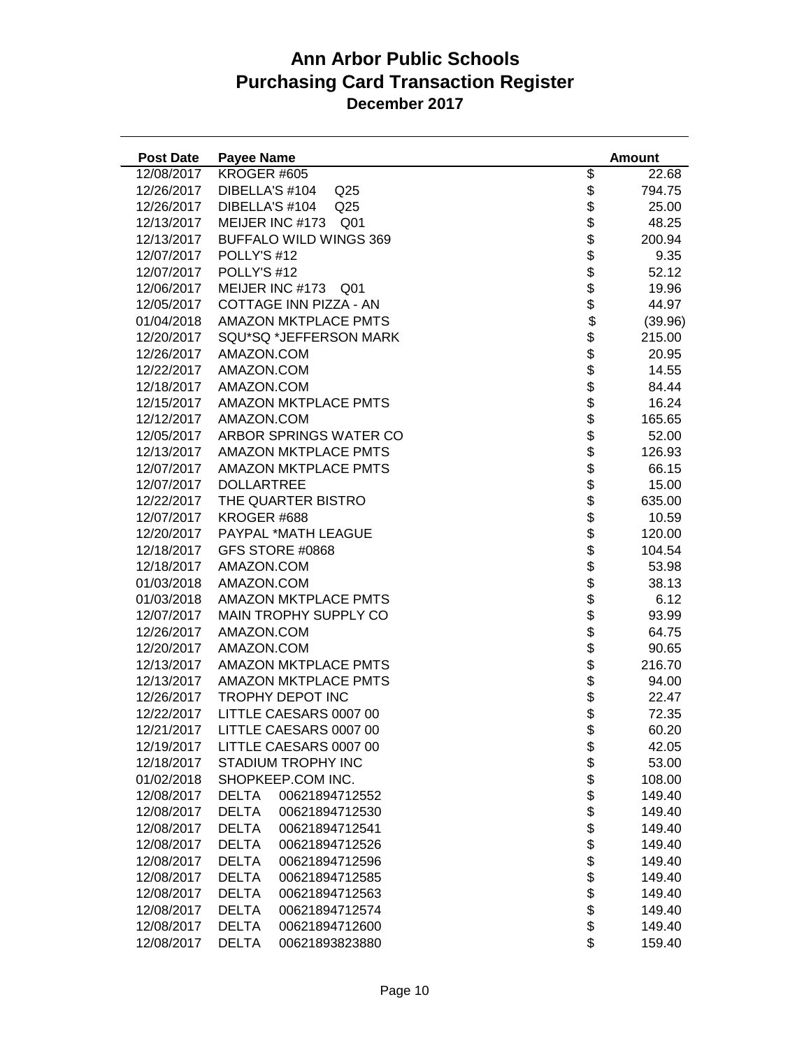# Ann Arbor Public Schools
# Purchasing Card Transaction Register
## December 2017

| Post Date | Payee Name | Amount |
|---|---|---|
| 12/08/2017 | KROGER #605 | $ 22.68 |
| 12/26/2017 | DIBELLA'S #104 Q25 | $ 794.75 |
| 12/26/2017 | DIBELLA'S #104 Q25 | $ 25.00 |
| 12/13/2017 | MEIJER INC #173 Q01 | $ 48.25 |
| 12/13/2017 | BUFFALO WILD WINGS 369 | $ 200.94 |
| 12/07/2017 | POLLY'S #12 | $ 9.35 |
| 12/07/2017 | POLLY'S #12 | $ 52.12 |
| 12/06/2017 | MEIJER INC #173 Q01 | $ 19.96 |
| 12/05/2017 | COTTAGE INN PIZZA - AN | $ 44.97 |
| 01/04/2018 | AMAZON MKTPLACE PMTS | $ (39.96) |
| 12/20/2017 | SQU*SQ *JEFFERSON MARK | $ 215.00 |
| 12/26/2017 | AMAZON.COM | $ 20.95 |
| 12/22/2017 | AMAZON.COM | $ 14.55 |
| 12/18/2017 | AMAZON.COM | $ 84.44 |
| 12/15/2017 | AMAZON MKTPLACE PMTS | $ 16.24 |
| 12/12/2017 | AMAZON.COM | $ 165.65 |
| 12/05/2017 | ARBOR SPRINGS WATER CO | $ 52.00 |
| 12/13/2017 | AMAZON MKTPLACE PMTS | $ 126.93 |
| 12/07/2017 | AMAZON MKTPLACE PMTS | $ 66.15 |
| 12/07/2017 | DOLLARTREE | $ 15.00 |
| 12/22/2017 | THE QUARTER BISTRO | $ 635.00 |
| 12/07/2017 | KROGER #688 | $ 10.59 |
| 12/20/2017 | PAYPAL *MATH LEAGUE | $ 120.00 |
| 12/18/2017 | GFS STORE #0868 | $ 104.54 |
| 12/18/2017 | AMAZON.COM | $ 53.98 |
| 01/03/2018 | AMAZON.COM | $ 38.13 |
| 01/03/2018 | AMAZON MKTPLACE PMTS | $ 6.12 |
| 12/07/2017 | MAIN TROPHY SUPPLY CO | $ 93.99 |
| 12/26/2017 | AMAZON.COM | $ 64.75 |
| 12/20/2017 | AMAZON.COM | $ 90.65 |
| 12/13/2017 | AMAZON MKTPLACE PMTS | $ 216.70 |
| 12/13/2017 | AMAZON MKTPLACE PMTS | $ 94.00 |
| 12/26/2017 | TROPHY DEPOT INC | $ 22.47 |
| 12/22/2017 | LITTLE CAESARS 0007 00 | $ 72.35 |
| 12/21/2017 | LITTLE CAESARS 0007 00 | $ 60.20 |
| 12/19/2017 | LITTLE CAESARS 0007 00 | $ 42.05 |
| 12/18/2017 | STADIUM TROPHY INC | $ 53.00 |
| 01/02/2018 | SHOPKEEP.COM INC. | $ 108.00 |
| 12/08/2017 | DELTA 00621894712552 | $ 149.40 |
| 12/08/2017 | DELTA 00621894712530 | $ 149.40 |
| 12/08/2017 | DELTA 00621894712541 | $ 149.40 |
| 12/08/2017 | DELTA 00621894712526 | $ 149.40 |
| 12/08/2017 | DELTA 00621894712596 | $ 149.40 |
| 12/08/2017 | DELTA 00621894712585 | $ 149.40 |
| 12/08/2017 | DELTA 00621894712563 | $ 149.40 |
| 12/08/2017 | DELTA 00621894712574 | $ 149.40 |
| 12/08/2017 | DELTA 00621894712600 | $ 149.40 |
| 12/08/2017 | DELTA 00621893823880 | $ 159.40 |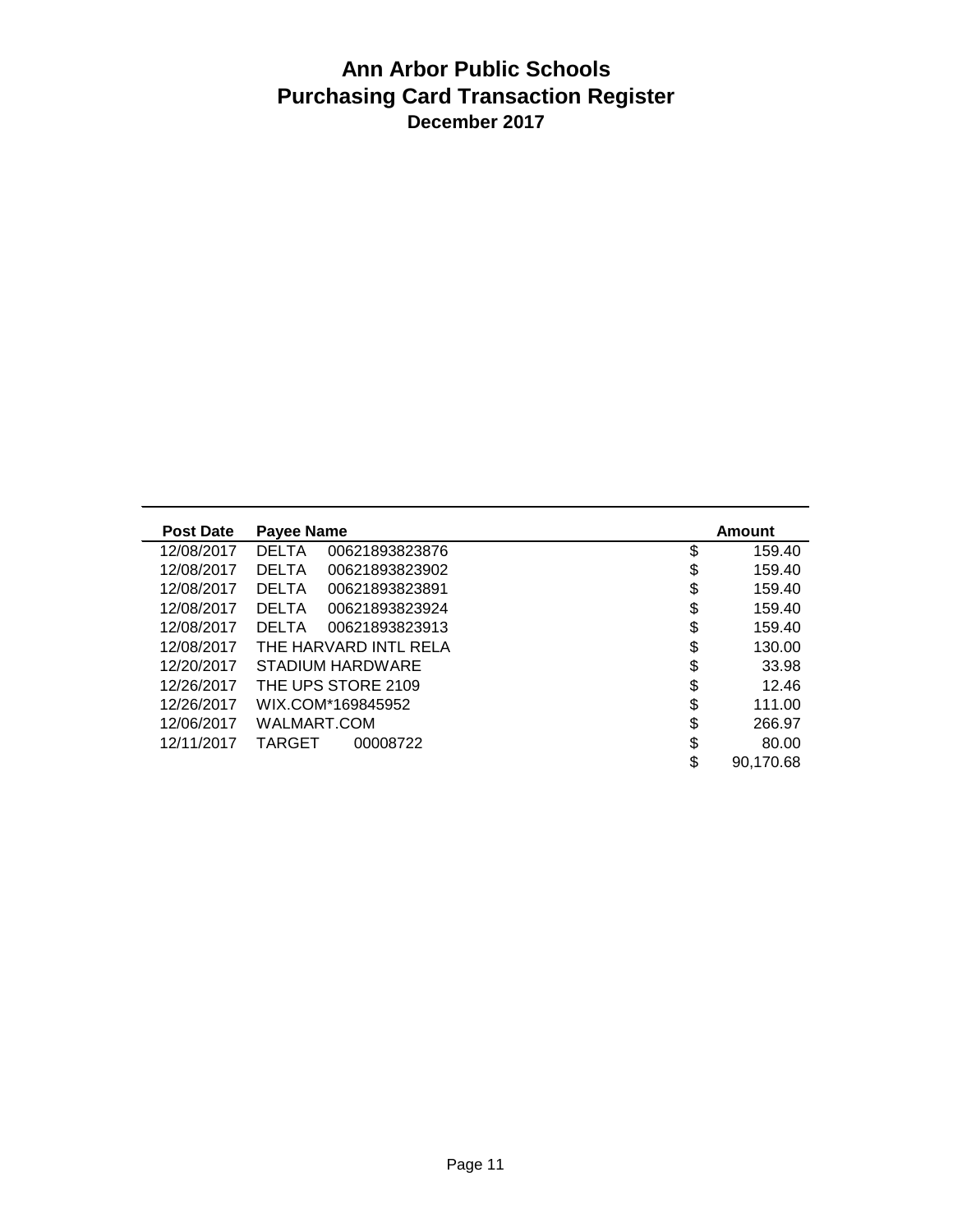# Ann Arbor Public Schools
## Purchasing Card Transaction Register
### December 2017

| Post Date | Payee Name | Amount |
|---|---|---|
| 12/08/2017 | DELTA 00621893823876 | $ 159.40 |
| 12/08/2017 | DELTA 00621893823902 | $ 159.40 |
| 12/08/2017 | DELTA 00621893823891 | $ 159.40 |
| 12/08/2017 | DELTA 00621893823924 | $ 159.40 |
| 12/08/2017 | DELTA 00621893823913 | $ 159.40 |
| 12/08/2017 | THE HARVARD INTL RELA | $ 130.00 |
| 12/20/2017 | STADIUM HARDWARE | $ 33.98 |
| 12/26/2017 | THE UPS STORE 2109 | $ 12.46 |
| 12/26/2017 | WIX.COM*169845952 | $ 111.00 |
| 12/06/2017 | WALMART.COM | $ 266.97 |
| 12/11/2017 | TARGET 00008722 | $ 80.00 |
| | | $ 90,170.68 |